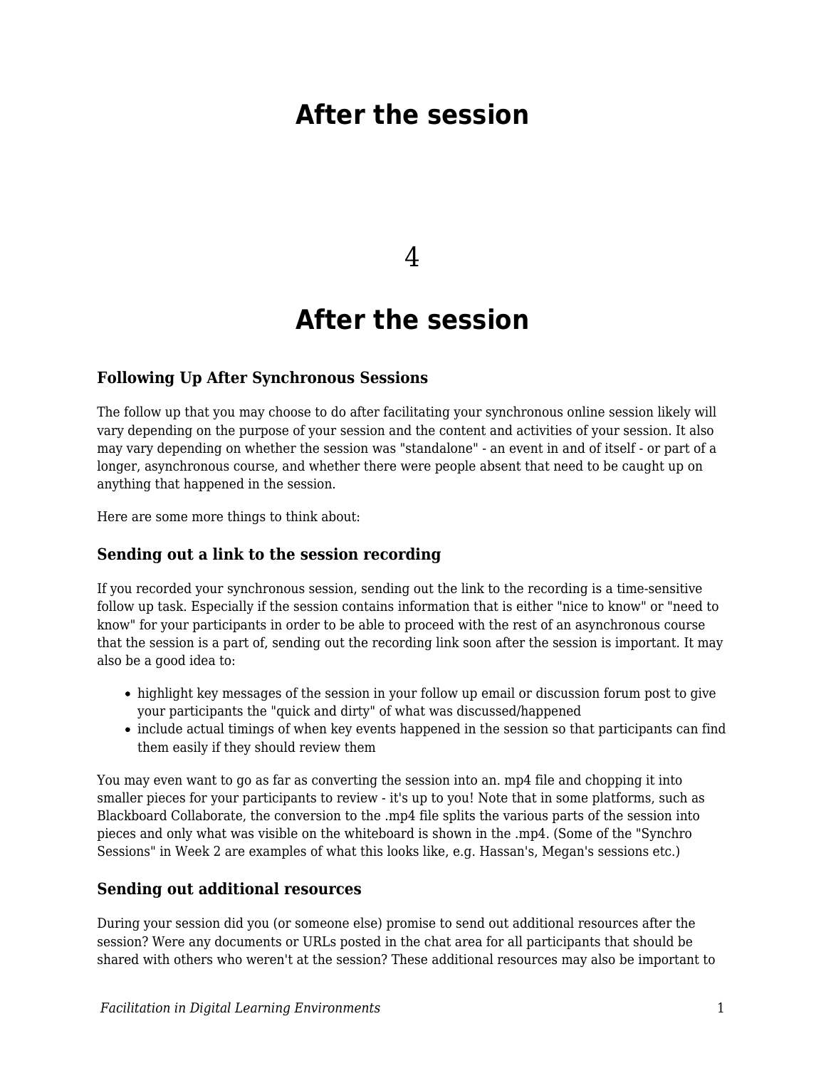# After the session

4

# After the session

### Following Up After Synchronous Sessions

The follow up that you may choose to do after facilitating your synchronous online session likely will vary depending on the purpose of your session and the content and activities of your session. It also may vary depending on whether the session was "standalone" - an event in and of itself - or part of a longer, asynchronous course, and whether there were people absent that need to be caught up on anything that happened in the session.

Here are some more things to think about:

### Sending out a link to the session recording

If you recorded your synchronous session, sending out the link to the recording is a time-sensitive follow up task. Especially if the session contains information that is either "nice to know" or "need to know" for your participants in order to be able to proceed with the rest of an asynchronous course that the session is a part of, sending out the recording link soon after the session is important. It may also be a good idea to:

- highlight key messages of the session in your follow up email or discussion forum post to give your participants the "quick and dirty" of what was discussed/happened
- include actual timings of when key events happened in the session so that participants can find them easily if they should review them

You may even want to go as far as converting the session into an. mp4 file and chopping it into smaller pieces for your participants to review - it's up to you! Note that in some platforms, such as Blackboard Collaborate, the conversion to the .mp4 file splits the various parts of the session into pieces and only what was visible on the whiteboard is shown in the .mp4. (Some of the "Synchro Sessions" in Week 2 are examples of what this looks like, e.g. Hassan's, Megan's sessions etc.)

### Sending out additional resources

During your session did you (or someone else) promise to send out additional resources after the session? Were any documents or URLs posted in the chat area for all participants that should be shared with others who weren't at the session? These additional resources may also be important to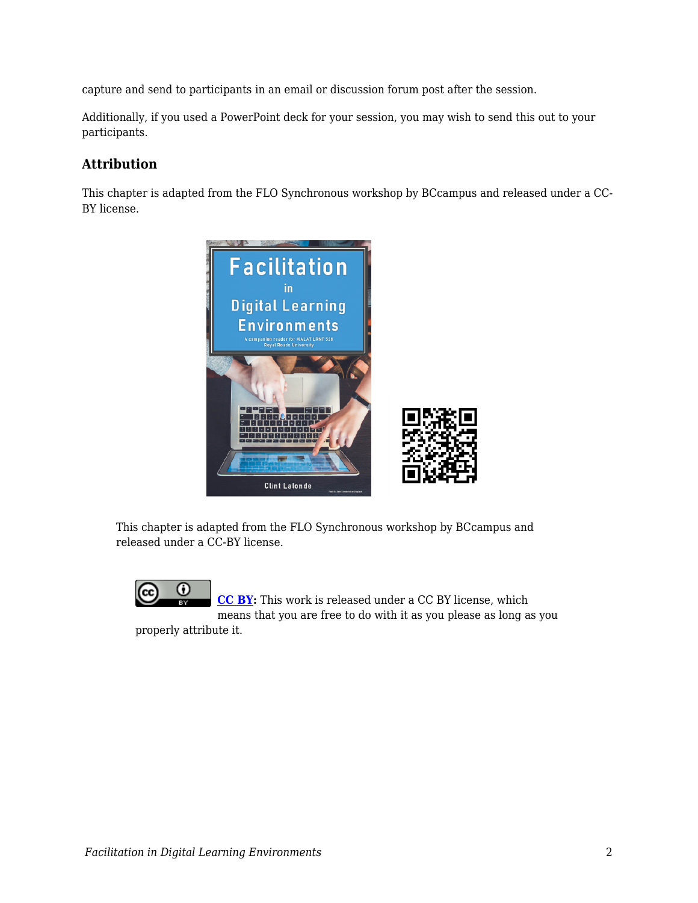capture and send to participants in an email or discussion forum post after the session.

Additionally, if you used a PowerPoint deck for your session, you may wish to send this out to your participants.

### Attribution

This chapter is adapted from the FLO Synchronous workshop by BCcampus and released under a CC-BY license.

This chapter is adapted from the FLO Synchronous workshop by BCcampus and released under a CC-BY license.

**CC BY:** This work is released under a CC BY license, which means that you are free to do with it as you please as long as you properly attribute it.